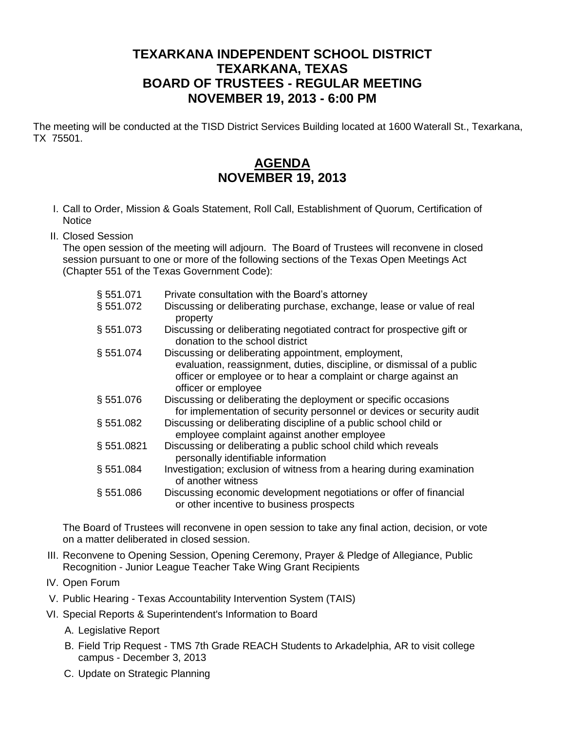# TEXARKANA INDEPENDENT SCHOOL DISTRICT
# TEXARKANA, TEXAS
# BOARD OF TRUSTEES - REGULAR MEETING
# NOVEMBER 19, 2013 - 6:00 PM

The meeting will be conducted at the TISD District Services Building located at 1600 Waterall St., Texarkana, TX 75501.

## AGENDA
## NOVEMBER 19, 2013

I. Call to Order, Mission & Goals Statement, Roll Call, Establishment of Quorum, Certification of Notice

II. Closed Session
   The open session of the meeting will adjourn. The Board of Trustees will reconvene in closed session pursuant to one or more of the following sections of the Texas Open Meetings Act (Chapter 551 of the Texas Government Code):

   | | |
   |---|---|
   | § 551.071 | Private consultation with the Board's attorney |
   | § 551.072 | Discussing or deliberating purchase, exchange, lease or value of real property |
   | § 551.073 | Discussing or deliberating negotiated contract for prospective gift or donation to the school district |
   | § 551.074 | Discussing or deliberating appointment, employment, evaluation, reassignment, duties, discipline, or dismissal of a public officer or employee or to hear a complaint or charge against an officer or employee |
   | § 551.076 | Discussing or deliberating the deployment or specific occasions for implementation of security personnel or devices or security audit |
   | § 551.082 | Discussing or deliberating discipline of a public school child or employee complaint against another employee |
   | § 551.0821 | Discussing or deliberating a public school child which reveals personally identifiable information |
   | § 551.084 | Investigation; exclusion of witness from a hearing during examination of another witness |
   | § 551.086 | Discussing economic development negotiations or offer of financial or other incentive to business prospects |

   The Board of Trustees will reconvene in open session to take any final action, decision, or vote on a matter deliberated in closed session.

III. Reconvene to Opening Session, Opening Ceremony, Prayer & Pledge of Allegiance, Public Recognition - Junior League Teacher Take Wing Grant Recipients

IV. Open Forum

V. Public Hearing - Texas Accountability Intervention System (TAIS)

VI. Special Reports & Superintendent's Information to Board
   - A. Legislative Report
   - B. Field Trip Request - TMS 7th Grade REACH Students to Arkadelphia, AR to visit college campus - December 3, 2013
   - C. Update on Strategic Planning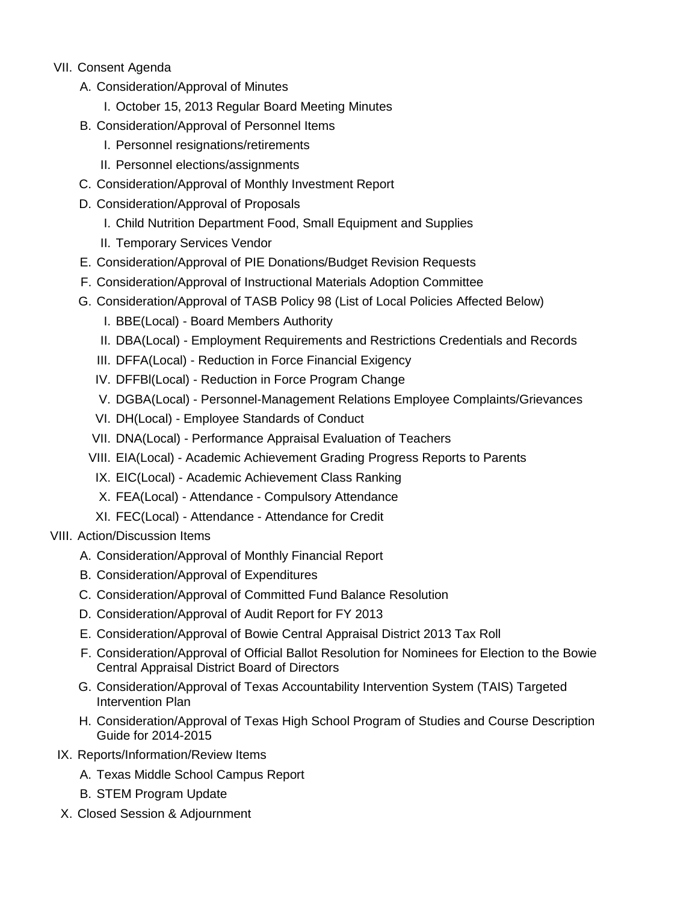VII. Consent Agenda

   A. Consideration/Approval of Minutes

      I. October 15, 2013 Regular Board Meeting Minutes

   B. Consideration/Approval of Personnel Items

      I. Personnel resignations/retirements

      II. Personnel elections/assignments

   C. Consideration/Approval of Monthly Investment Report

   D. Consideration/Approval of Proposals

      I. Child Nutrition Department Food, Small Equipment and Supplies

      II. Temporary Services Vendor

   E. Consideration/Approval of PIE Donations/Budget Revision Requests

   F. Consideration/Approval of Instructional Materials Adoption Committee

   G. Consideration/Approval of TASB Policy 98 (List of Local Policies Affected Below)

      I. BBE(Local) - Board Members Authority

      II. DBA(Local) - Employment Requirements and Restrictions Credentials and Records

      III. DFFA(Local) - Reduction in Force Financial Exigency

      IV. DFFBl(Local) - Reduction in Force Program Change

      V. DGBA(Local) - Personnel-Management Relations Employee Complaints/Grievances

      VI. DH(Local) - Employee Standards of Conduct

      VII. DNA(Local) - Performance Appraisal Evaluation of Teachers

      VIII. EIA(Local) - Academic Achievement Grading Progress Reports to Parents

      IX. EIC(Local) - Academic Achievement Class Ranking

      X. FEA(Local) - Attendance - Compulsory Attendance

      XI. FEC(Local) - Attendance - Attendance for Credit

VIII. Action/Discussion Items

   A. Consideration/Approval of Monthly Financial Report

   B. Consideration/Approval of Expenditures

   C. Consideration/Approval of Committed Fund Balance Resolution

   D. Consideration/Approval of Audit Report for FY 2013

   E. Consideration/Approval of Bowie Central Appraisal District 2013 Tax Roll

   F. Consideration/Approval of Official Ballot Resolution for Nominees for Election to the Bowie Central Appraisal District Board of Directors

   G. Consideration/Approval of Texas Accountability Intervention System (TAIS) Targeted Intervention Plan

   H. Consideration/Approval of Texas High School Program of Studies and Course Description Guide for 2014-2015

IX. Reports/Information/Review Items

   A. Texas Middle School Campus Report

   B. STEM Program Update

X. Closed Session & Adjournment